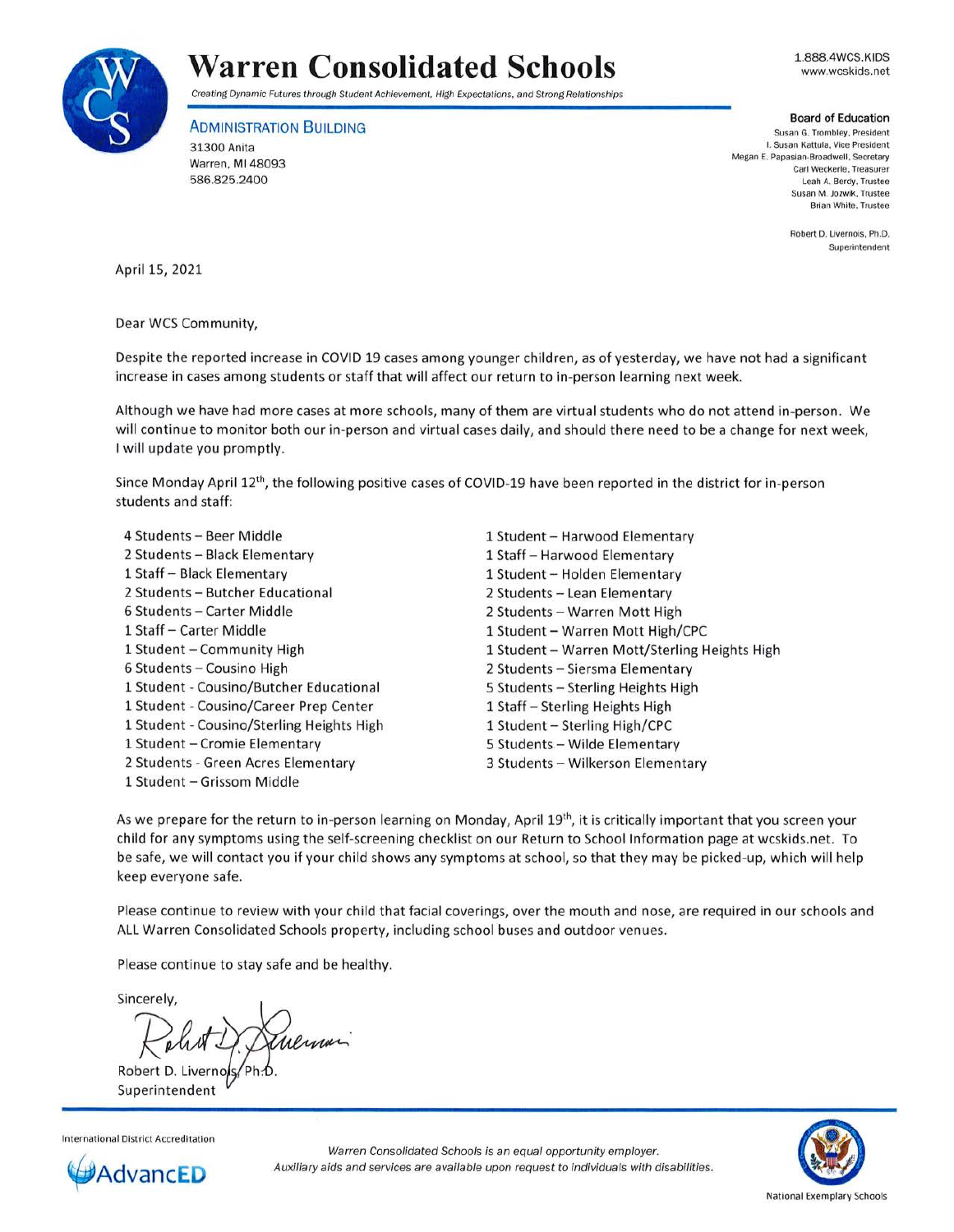# Warren Consolidated Schools

*Creating Dynamic Futures through Student Achievement, High Expectations, and Strong Relationships*

1.888.4WCS.KIDS
www.wcskids.net

**ADMINISTRATION BUILDING**
31300 Anita
Warren, MI 48093
586.825.2400

**Board of Education**
Susan G. Trombley, President
I. Susan Kattula, Vice President
Megan E. Papasian-Broadwell, Secretary
Carl Weckerle, Treasurer
Leah A. Berdy, Trustee
Susan M. Jozwik, Trustee
Brian White, Trustee

Robert D. Livernois, Ph.D.
Superintendent

April 15, 2021

Dear WCS Community,

Despite the reported increase in COVID 19 cases among younger children, as of yesterday, we have not had a significant increase in cases among students or staff that will affect our return to in-person learning next week.

Although we have had more cases at more schools, many of them are virtual students who do not attend in-person. We will continue to monitor both our in-person and virtual cases daily, and should there need to be a change for next week, I will update you promptly.

Since Monday April 12th, the following positive cases of COVID-19 have been reported in the district for in-person students and staff:

- 4 Students – Beer Middle
- 2 Students – Black Elementary
- 1 Staff – Black Elementary
- 2 Students – Butcher Educational
- 6 Students – Carter Middle
- 1 Staff – Carter Middle
- 1 Student – Community High
- 6 Students – Cousino High
- 1 Student - Cousino/Butcher Educational
- 1 Student - Cousino/Career Prep Center
- 1 Student - Cousino/Sterling Heights High
- 1 Student – Cromie Elementary
- 2 Students - Green Acres Elementary
- 1 Student – Grissom Middle
- 1 Student – Harwood Elementary
- 1 Staff – Harwood Elementary
- 1 Student – Holden Elementary
- 2 Students – Lean Elementary
- 2 Students – Warren Mott High
- 1 Student – Warren Mott High/CPC
- 1 Student – Warren Mott/Sterling Heights High
- 2 Students – Siersma Elementary
- 5 Students – Sterling Heights High
- 1 Staff – Sterling Heights High
- 1 Student – Sterling High/CPC
- 5 Students – Wilde Elementary
- 3 Students – Wilkerson Elementary

As we prepare for the return to in-person learning on Monday, April 19th, it is critically important that you screen your child for any symptoms using the self-screening checklist on our Return to School Information page at wcskids.net. To be safe, we will contact you if your child shows any symptoms at school, so that they may be picked-up, which will help keep everyone safe.

Please continue to review with your child that facial coverings, over the mouth and nose, are required in our schools and ALL Warren Consolidated Schools property, including school buses and outdoor venues.

Please continue to stay safe and be healthy.

Sincerely,

Robert D. Livernois, Ph.D.
Superintendent

International District Accreditation
AdvancED

*Warren Consolidated Schools is an equal opportunity employer.*
*Auxiliary aids and services are available upon request to individuals with disabilities.*

National Exemplary Schools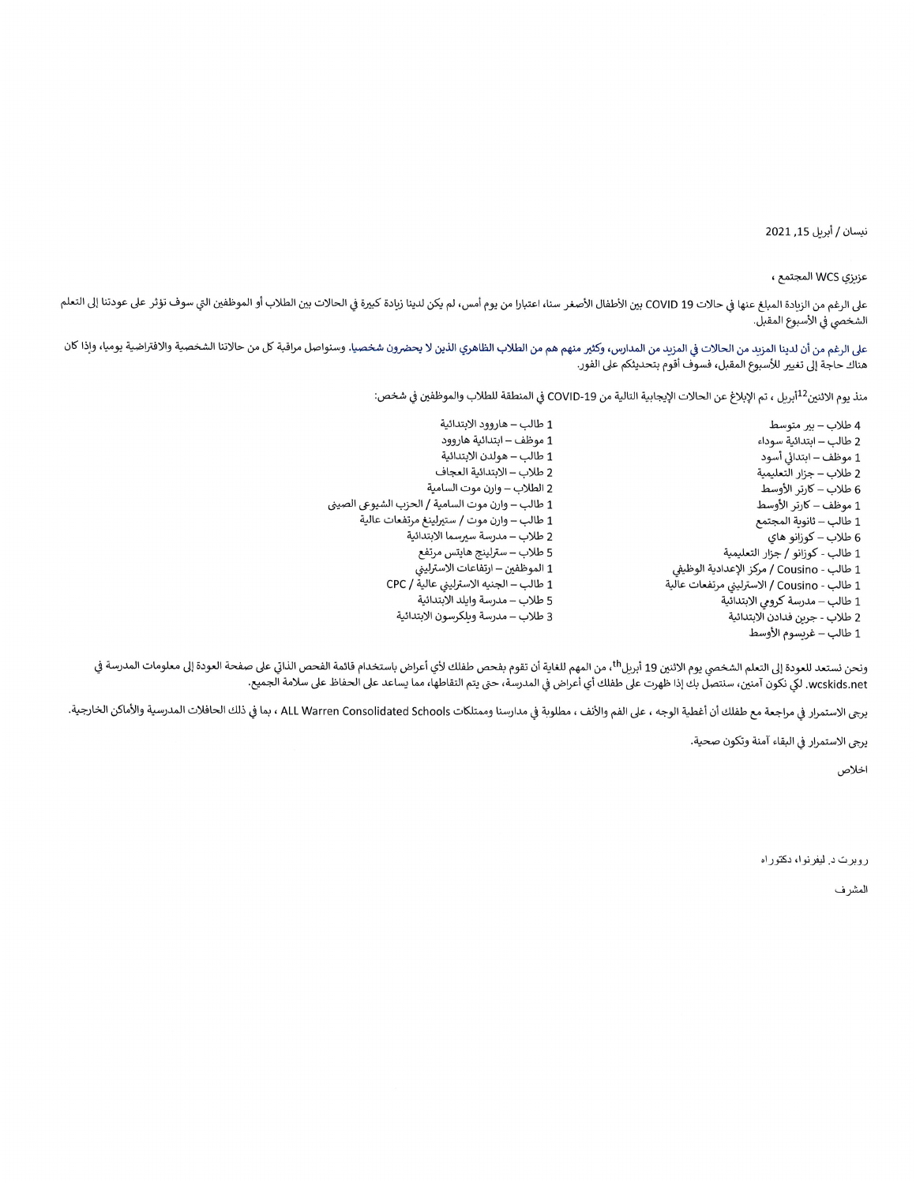نيسان / أبريل 15, 2021

عزيزي WCS المجتمع ،

على الرغم من الزيادة المبلغ عنها في حالات COVID 19 بين الأطفال الأصغر سنا، اعتبارا من يوم أمس، لم يكن لدينا زيادة كبيرة في الحالات بين الطلاب أو الموظفين التي سوف تؤثر على عودتنا إلى التعلم الشخصي في الأسبوع المقبل.

على الرغم من أن لدينا المزيد من الحالات في المزيد من المدارس، وكثير منهم هم من الطلاب الظاهري الذين لا يحضرون شخصيا. وسنواصل مراقبة كل من حالاتنا الشخصية والافتراضية يوميا، وإذا كان هناك حاجة إلى تغيير للأسبوع المقبل، فسوف أقوم بتحديثكم على الفور.

منذ يوم الاثنين[12]أبريل ، تم الإبلاغ عن الحالات الإيجابية التالية من COVID-19 في المنطقة للطلاب والموظفين في شخص:

- 4 طلاب – بير متوسط
- 2 طالب – ابتدائية سوداء
- 1 موظف – ابتدائي أسود
- 2 طلاب – جزار التعليمية
- 6 طلاب – كارتر الأوسط
- 1 موظف – كارتر الأوسط
- 1 طالب – ثانوية المجتمع
- 6 طلاب – كوزانو هاي
- 1 طالب - كوزانو / جزار التعليمية
- 1 طالب - Cousino / مركز الإعدادية الوظيفي
- 1 طالب - Cousino / الاسترليني مرتفعات عالية
- 1 طالب – مدرسة كرومي الابتدائية
- 2 طلاب - جرين فدادن الابتدائية
- 1 طالب – غريسوم الأوسط
- 1 طالب – هاروود الابتدائية
- 1 موظف – ابتدائية هاروود
- 1 طالب – هولدن الابتدائية
- 2 طلاب – الابتدائية العجاف
- 2 الطلاب – وارن موت السامية
- 1 طالب – وارن موت السامية / الحزب الشيوعي الصيني
- 1 طالب – وارن موت / ستيرلينغ مرتفعات عالية
- 2 طلاب – مدرسة سيرسما الابتدائية
- 5 طلاب – ستيرلينج هايتس مرتفع
- 1 الموظفين – ارتفاعات الاسترليني
- 1 طالب – الجنيه الاسترليني عالية / CPC
- 5 طلاب – مدرسة وايلد الابتدائية
- 3 طلاب – مدرسة ويلكرسون الابتدائية

ونحن نستعد للعودة إلى التعلم الشخصي يوم الاثنين 19 أبريل[th]، من المهم للغاية أن تقوم بفحص طفلك لأي أعراض باستخدام قائمة الفحص الذاتي على صفحة العودة إلى معلومات المدرسة في wcskids.net. لكي نكون آمنين، سنتصل بك إذا ظهرت على طفلك أي أعراض في المدرسة، حتى يتم التقاطها، مما يساعد على الحفاظ على سلامة الجميع.

يرجى الاستمرار في مراجعة مع طفلك أن أغطية الوجه ، على الفم والأنف ، مطلوبة في مدارسنا وممتلكات ALL Warren Consolidated Schools ، بما في ذلك الحافلات المدرسية والأماكن الخارجية.

يرجى الاستمرار في البقاء آمنة وتكون صحية.

اخلاص

روبرت د. ليفرنوا، دكتوراه

المشرف